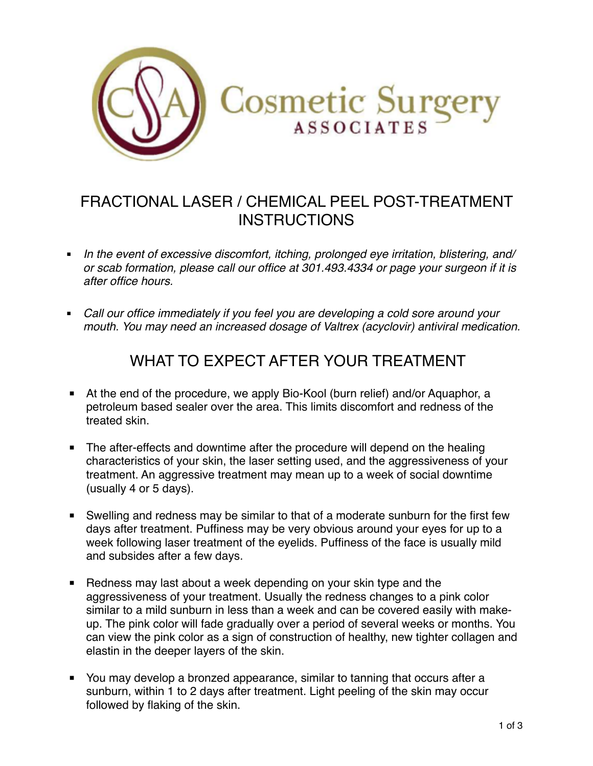Cosmetic Surgery ASSOCIATES

# FRACTIONAL LASER / CHEMICAL PEEL POST-TREATMENT INSTRUCTIONS

- *In the event of excessive discomfort, itching, prolonged eye irritation, blistering, and/or scab formation, please call our office at 301.493.4334 or page your surgeon if it is after office hours.*

- *Call our office immediately if you feel you are developing a cold sore around your mouth. You may need an increased dosage of Valtrex (acyclovir) antiviral medication*.

## WHAT TO EXPECT AFTER YOUR TREATMENT

- At the end of the procedure, we apply Bio-Kool (burn relief) and/or Aquaphor, a petroleum based sealer over the area. This limits discomfort and redness of the treated skin.

- The after-effects and downtime after the procedure will depend on the healing characteristics of your skin, the laser setting used, and the aggressiveness of your treatment. An aggressive treatment may mean up to a week of social downtime (usually 4 or 5 days).

- Swelling and redness may be similar to that of a moderate sunburn for the first few days after treatment. Puffiness may be very obvious around your eyes for up to a week following laser treatment of the eyelids. Puffiness of the face is usually mild and subsides after a few days.

- Redness may last about a week depending on your skin type and the aggressiveness of your treatment. Usually the redness changes to a pink color similar to a mild sunburn in less than a week and can be covered easily with make-up. The pink color will fade gradually over a period of several weeks or months. You can view the pink color as a sign of construction of healthy, new tighter collagen and elastin in the deeper layers of the skin.

- You may develop a bronzed appearance, similar to tanning that occurs after a sunburn, within 1 to 2 days after treatment. Light peeling of the skin may occur followed by flaking of the skin.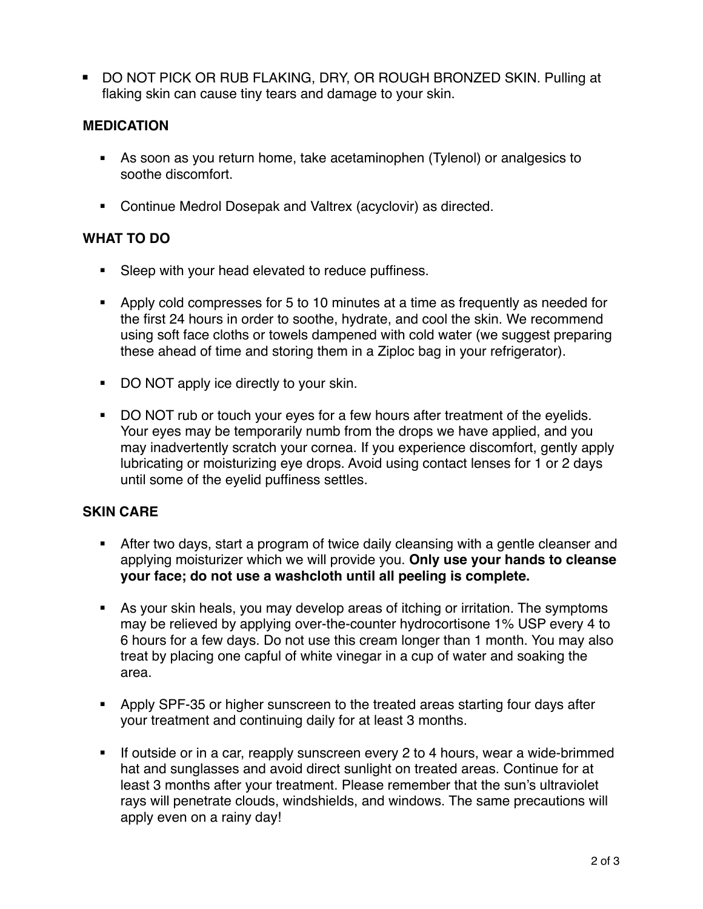- DO NOT PICK OR RUB FLAKING, DRY, OR ROUGH BRONZED SKIN. Pulling at flaking skin can cause tiny tears and damage to your skin.

## MEDICATION

- As soon as you return home, take acetaminophen (Tylenol) or analgesics to soothe discomfort.
- Continue Medrol Dosepak and Valtrex (acyclovir) as directed.

## WHAT TO DO

- Sleep with your head elevated to reduce puffiness.
- Apply cold compresses for 5 to 10 minutes at a time as frequently as needed for the first 24 hours in order to soothe, hydrate, and cool the skin. We recommend using soft face cloths or towels dampened with cold water (we suggest preparing these ahead of time and storing them in a Ziploc bag in your refrigerator).
- DO NOT apply ice directly to your skin.
- DO NOT rub or touch your eyes for a few hours after treatment of the eyelids. Your eyes may be temporarily numb from the drops we have applied, and you may inadvertently scratch your cornea. If you experience discomfort, gently apply lubricating or moisturizing eye drops. Avoid using contact lenses for 1 or 2 days until some of the eyelid puffiness settles.

## SKIN CARE

- After two days, start a program of twice daily cleansing with a gentle cleanser and applying moisturizer which we will provide you. **Only use your hands to cleanse your face; do not use a washcloth until all peeling is complete.**
- As your skin heals, you may develop areas of itching or irritation. The symptoms may be relieved by applying over-the-counter hydrocortisone 1% USP every 4 to 6 hours for a few days. Do not use this cream longer than 1 month. You may also treat by placing one capful of white vinegar in a cup of water and soaking the area.
- Apply SPF-35 or higher sunscreen to the treated areas starting four days after your treatment and continuing daily for at least 3 months.
- If outside or in a car, reapply sunscreen every 2 to 4 hours, wear a wide-brimmed hat and sunglasses and avoid direct sunlight on treated areas. Continue for at least 3 months after your treatment. Please remember that the sun's ultraviolet rays will penetrate clouds, windshields, and windows. The same precautions will apply even on a rainy day!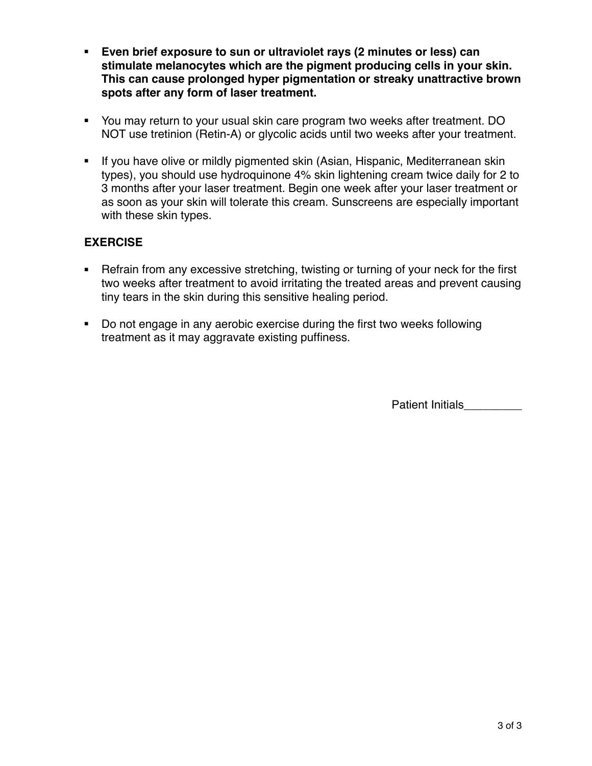- **Even brief exposure to sun or ultraviolet rays (2 minutes or less) can stimulate melanocytes which are the pigment producing cells in your skin. This can cause prolonged hyper pigmentation or streaky unattractive brown spots after any form of laser treatment.**

- You may return to your usual skin care program two weeks after treatment. DO NOT use tretinion (Retin-A) or glycolic acids until two weeks after your treatment.

- If you have olive or mildly pigmented skin (Asian, Hispanic, Mediterranean skin types), you should use hydroquinone 4% skin lightening cream twice daily for 2 to 3 months after your laser treatment. Begin one week after your laser treatment or as soon as your skin will tolerate this cream. Sunscreens are especially important with these skin types.

**EXERCISE**

- Refrain from any excessive stretching, twisting or turning of your neck for the first two weeks after treatment to avoid irritating the treated areas and prevent causing tiny tears in the skin during this sensitive healing period.

- Do not engage in any aerobic exercise during the first two weeks following treatment as it may aggravate existing puffiness.

Patient Initials_________